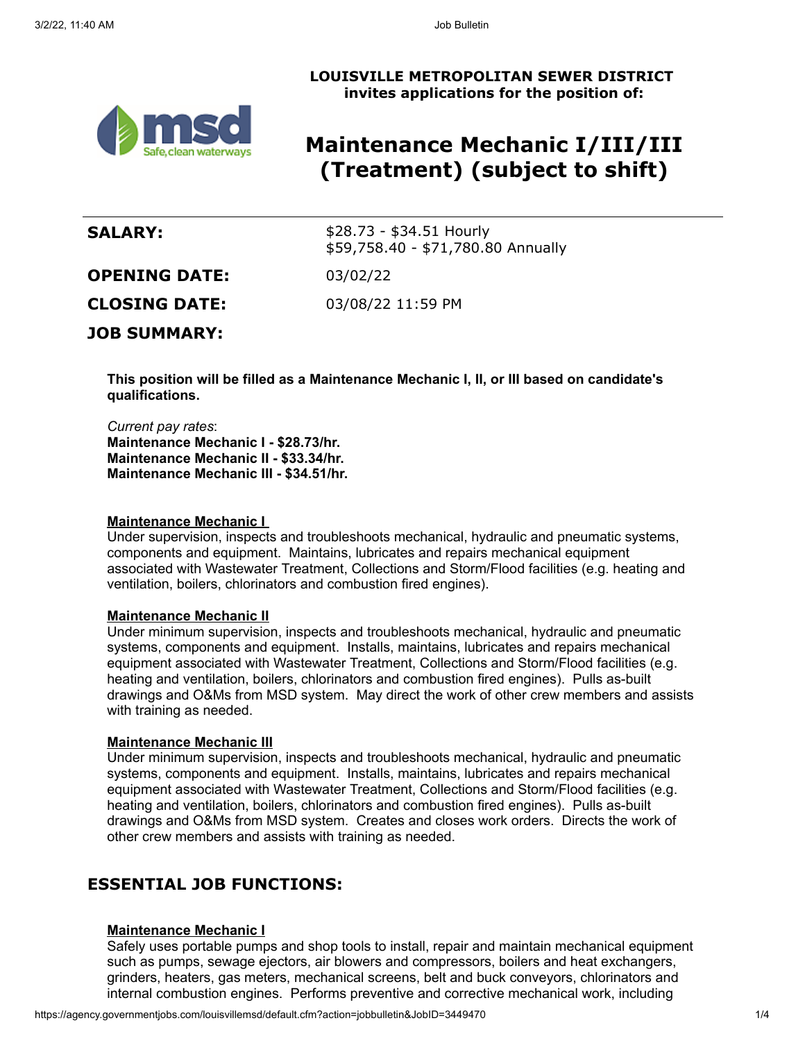**LOUISVILLE METROPOLITAN SEWER DISTRICT**
**invites applications for the position of:**

# Maintenance Mechanic I/III/III (Treatment) (subject to shift)

**SALARY:** $28.73 - $34.51 Hourly
$59,758.40 - $71,780.80 Annually

**OPENING DATE:** 03/02/22

**CLOSING DATE:** 03/08/22 11:59 PM

## JOB SUMMARY:

**This position will be filled as a Maintenance Mechanic I, II, or III based on candidate's qualifications.**

*Current pay rates*:
**Maintenance Mechanic I - $28.73/hr.**
**Maintenance Mechanic II - $33.34/hr.**
**Maintenance Mechanic III - $34.51/hr.**

**Maintenance Mechanic I**
Under supervision, inspects and troubleshoots mechanical, hydraulic and pneumatic systems, components and equipment. Maintains, lubricates and repairs mechanical equipment associated with Wastewater Treatment, Collections and Storm/Flood facilities (e.g. heating and ventilation, boilers, chlorinators and combustion fired engines).

**Maintenance Mechanic II**
Under minimum supervision, inspects and troubleshoots mechanical, hydraulic and pneumatic systems, components and equipment. Installs, maintains, lubricates and repairs mechanical equipment associated with Wastewater Treatment, Collections and Storm/Flood facilities (e.g. heating and ventilation, boilers, chlorinators and combustion fired engines). Pulls as-built drawings and O&Ms from MSD system. May direct the work of other crew members and assists with training as needed.

**Maintenance Mechanic III**
Under minimum supervision, inspects and troubleshoots mechanical, hydraulic and pneumatic systems, components and equipment. Installs, maintains, lubricates and repairs mechanical equipment associated with Wastewater Treatment, Collections and Storm/Flood facilities (e.g. heating and ventilation, boilers, chlorinators and combustion fired engines). Pulls as-built drawings and O&Ms from MSD system. Creates and closes work orders. Directs the work of other crew members and assists with training as needed.

## ESSENTIAL JOB FUNCTIONS:

**Maintenance Mechanic I**
Safely uses portable pumps and shop tools to install, repair and maintain mechanical equipment such as pumps, sewage ejectors, air blowers and compressors, boilers and heat exchangers, grinders, heaters, gas meters, mechanical screens, belt and buck conveyors, chlorinators and internal combustion engines. Performs preventive and corrective mechanical work, including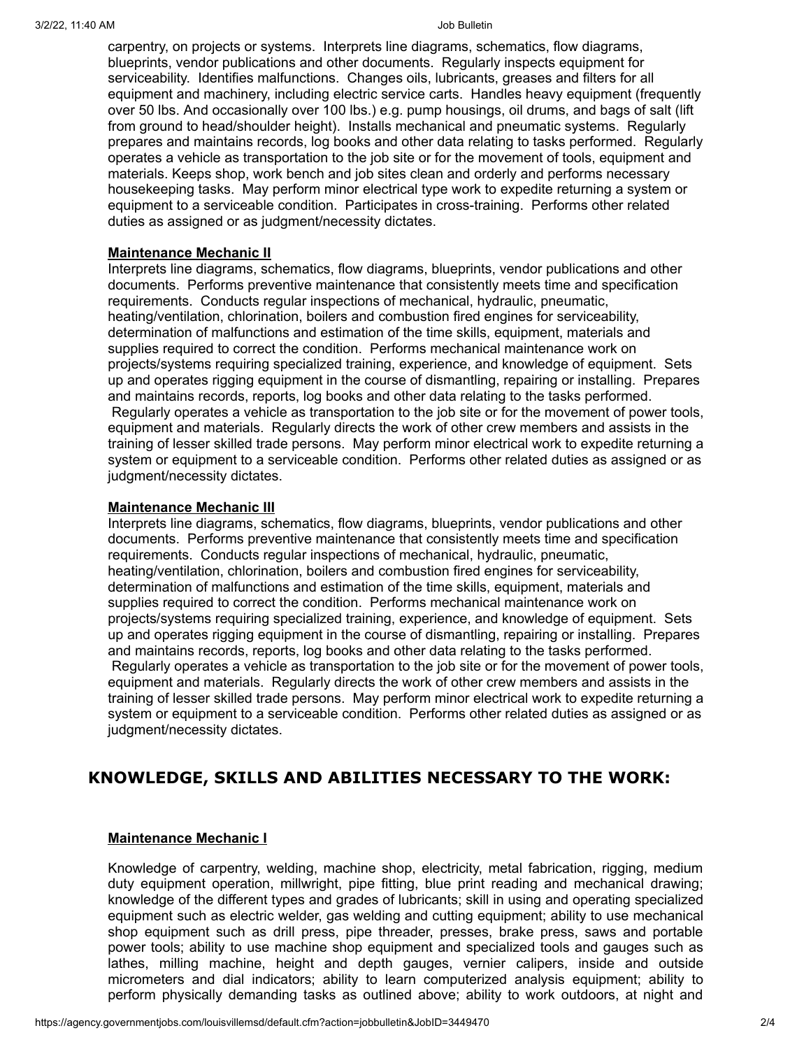carpentry, on projects or systems. Interprets line diagrams, schematics, flow diagrams, blueprints, vendor publications and other documents. Regularly inspects equipment for serviceability. Identifies malfunctions. Changes oils, lubricants, greases and filters for all equipment and machinery, including electric service carts. Handles heavy equipment (frequently over 50 lbs. And occasionally over 100 lbs.) e.g. pump housings, oil drums, and bags of salt (lift from ground to head/shoulder height). Installs mechanical and pneumatic systems. Regularly prepares and maintains records, log books and other data relating to tasks performed. Regularly operates a vehicle as transportation to the job site or for the movement of tools, equipment and materials. Keeps shop, work bench and job sites clean and orderly and performs necessary housekeeping tasks. May perform minor electrical type work to expedite returning a system or equipment to a serviceable condition. Participates in cross-training. Performs other related duties as assigned or as judgment/necessity dictates.

**Maintenance Mechanic II**

Interprets line diagrams, schematics, flow diagrams, blueprints, vendor publications and other documents. Performs preventive maintenance that consistently meets time and specification requirements. Conducts regular inspections of mechanical, hydraulic, pneumatic, heating/ventilation, chlorination, boilers and combustion fired engines for serviceability, determination of malfunctions and estimation of the time skills, equipment, materials and supplies required to correct the condition. Performs mechanical maintenance work on projects/systems requiring specialized training, experience, and knowledge of equipment. Sets up and operates rigging equipment in the course of dismantling, repairing or installing. Prepares and maintains records, reports, log books and other data relating to the tasks performed. Regularly operates a vehicle as transportation to the job site or for the movement of power tools, equipment and materials. Regularly directs the work of other crew members and assists in the training of lesser skilled trade persons. May perform minor electrical work to expedite returning a system or equipment to a serviceable condition. Performs other related duties as assigned or as judgment/necessity dictates.

**Maintenance Mechanic III**

Interprets line diagrams, schematics, flow diagrams, blueprints, vendor publications and other documents. Performs preventive maintenance that consistently meets time and specification requirements. Conducts regular inspections of mechanical, hydraulic, pneumatic, heating/ventilation, chlorination, boilers and combustion fired engines for serviceability, determination of malfunctions and estimation of the time skills, equipment, materials and supplies required to correct the condition. Performs mechanical maintenance work on projects/systems requiring specialized training, experience, and knowledge of equipment. Sets up and operates rigging equipment in the course of dismantling, repairing or installing. Prepares and maintains records, reports, log books and other data relating to the tasks performed. Regularly operates a vehicle as transportation to the job site or for the movement of power tools, equipment and materials. Regularly directs the work of other crew members and assists in the training of lesser skilled trade persons. May perform minor electrical work to expedite returning a system or equipment to a serviceable condition. Performs other related duties as assigned or as judgment/necessity dictates.

## KNOWLEDGE, SKILLS AND ABILITIES NECESSARY TO THE WORK:

**Maintenance Mechanic I**

Knowledge of carpentry, welding, machine shop, electricity, metal fabrication, rigging, medium duty equipment operation, millwright, pipe fitting, blue print reading and mechanical drawing; knowledge of the different types and grades of lubricants; skill in using and operating specialized equipment such as electric welder, gas welding and cutting equipment; ability to use mechanical shop equipment such as drill press, pipe threader, presses, brake press, saws and portable power tools; ability to use machine shop equipment and specialized tools and gauges such as lathes, milling machine, height and depth gauges, vernier calipers, inside and outside micrometers and dial indicators; ability to learn computerized analysis equipment; ability to perform physically demanding tasks as outlined above; ability to work outdoors, at night and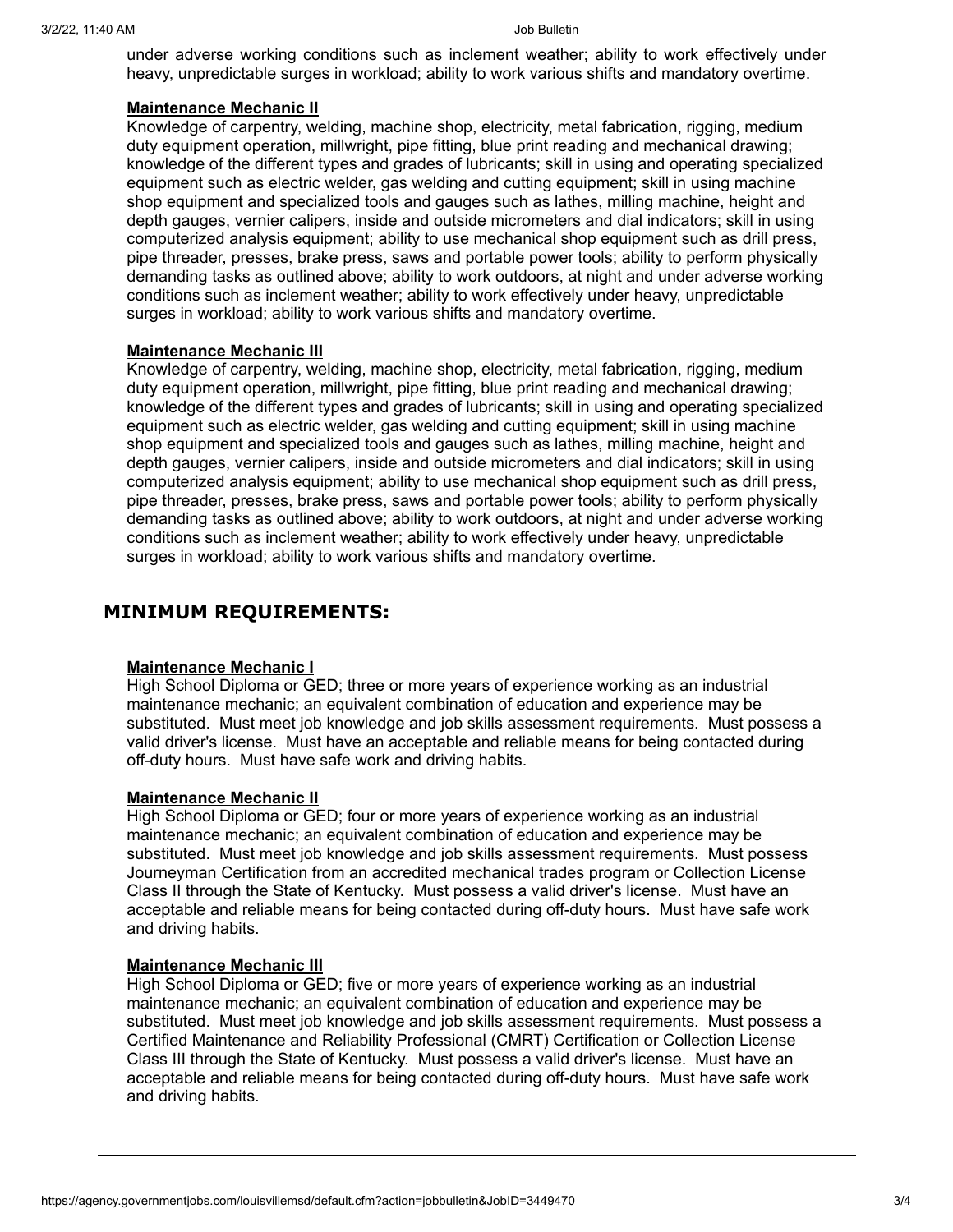under adverse working conditions such as inclement weather; ability to work effectively under heavy, unpredictable surges in workload; ability to work various shifts and mandatory overtime.

**Maintenance Mechanic II**
Knowledge of carpentry, welding, machine shop, electricity, metal fabrication, rigging, medium duty equipment operation, millwright, pipe fitting, blue print reading and mechanical drawing; knowledge of the different types and grades of lubricants; skill in using and operating specialized equipment such as electric welder, gas welding and cutting equipment; skill in using machine shop equipment and specialized tools and gauges such as lathes, milling machine, height and depth gauges, vernier calipers, inside and outside micrometers and dial indicators; skill in using computerized analysis equipment; ability to use mechanical shop equipment such as drill press, pipe threader, presses, brake press, saws and portable power tools; ability to perform physically demanding tasks as outlined above; ability to work outdoors, at night and under adverse working conditions such as inclement weather; ability to work effectively under heavy, unpredictable surges in workload; ability to work various shifts and mandatory overtime.

**Maintenance Mechanic III**
Knowledge of carpentry, welding, machine shop, electricity, metal fabrication, rigging, medium duty equipment operation, millwright, pipe fitting, blue print reading and mechanical drawing; knowledge of the different types and grades of lubricants; skill in using and operating specialized equipment such as electric welder, gas welding and cutting equipment; skill in using machine shop equipment and specialized tools and gauges such as lathes, milling machine, height and depth gauges, vernier calipers, inside and outside micrometers and dial indicators; skill in using computerized analysis equipment; ability to use mechanical shop equipment such as drill press, pipe threader, presses, brake press, saws and portable power tools; ability to perform physically demanding tasks as outlined above; ability to work outdoors, at night and under adverse working conditions such as inclement weather; ability to work effectively under heavy, unpredictable surges in workload; ability to work various shifts and mandatory overtime.

## MINIMUM REQUIREMENTS:

**Maintenance Mechanic I**
High School Diploma or GED; three or more years of experience working as an industrial maintenance mechanic; an equivalent combination of education and experience may be substituted. Must meet job knowledge and job skills assessment requirements. Must possess a valid driver's license. Must have an acceptable and reliable means for being contacted during off-duty hours. Must have safe work and driving habits.

**Maintenance Mechanic II**
High School Diploma or GED; four or more years of experience working as an industrial maintenance mechanic; an equivalent combination of education and experience may be substituted. Must meet job knowledge and job skills assessment requirements. Must possess Journeyman Certification from an accredited mechanical trades program or Collection License Class II through the State of Kentucky. Must possess a valid driver's license. Must have an acceptable and reliable means for being contacted during off-duty hours. Must have safe work and driving habits.

**Maintenance Mechanic III**
High School Diploma or GED; five or more years of experience working as an industrial maintenance mechanic; an equivalent combination of education and experience may be substituted. Must meet job knowledge and job skills assessment requirements. Must possess a Certified Maintenance and Reliability Professional (CMRT) Certification or Collection License Class III through the State of Kentucky. Must possess a valid driver's license. Must have an acceptable and reliable means for being contacted during off-duty hours. Must have safe work and driving habits.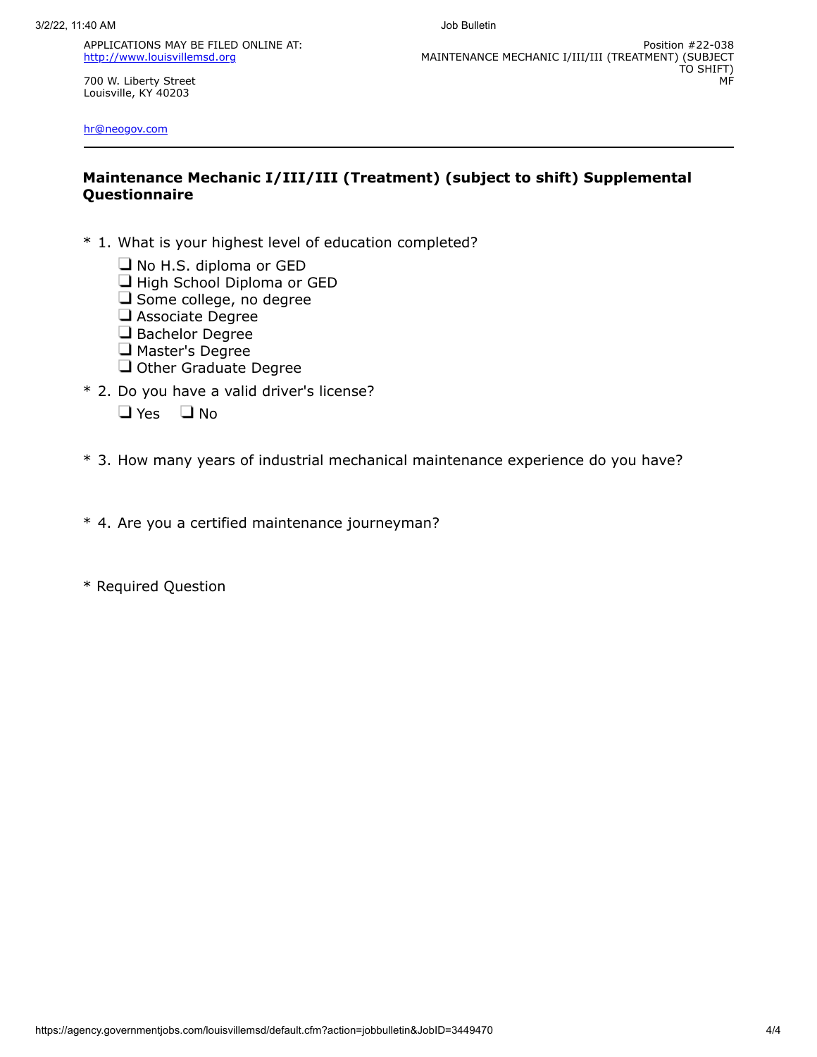APPLICATIONS MAY BE FILED ONLINE AT:
http://www.louisvillemsd.org

700 W. Liberty Street
Louisville, KY 40203

hr@neogov.com

Position #22-038
MAINTENANCE MECHANIC I/III/III (TREATMENT) (SUBJECT TO SHIFT)
MF

---

## Maintenance Mechanic I/III/III (Treatment) (subject to shift) Supplemental Questionnaire

\* 1. What is your highest level of education completed?

- ❑ No H.S. diploma or GED
- ❑ High School Diploma or GED
- ❑ Some college, no degree
- ❑ Associate Degree
- ❑ Bachelor Degree
- ❑ Master's Degree
- ❑ Other Graduate Degree

\* 2. Do you have a valid driver's license?

❑ Yes ❑ No

\* 3. How many years of industrial mechanical maintenance experience do you have?

\* 4. Are you a certified maintenance journeyman?

\* Required Question